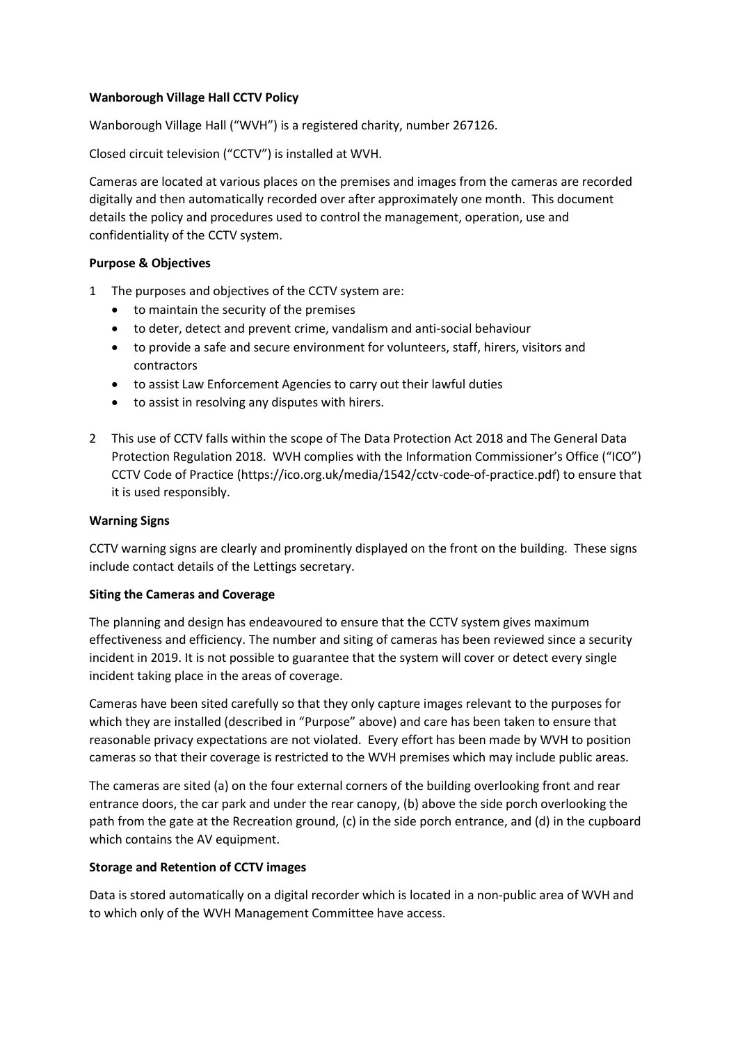**Wanborough Village Hall CCTV Policy**

Wanborough Village Hall ("WVH") is a registered charity, number 267126.

Closed circuit television ("CCTV") is installed at WVH.

Cameras are located at various places on the premises and images from the cameras are recorded digitally and then automatically recorded over after approximately one month. This document details the policy and procedures used to control the management, operation, use and confidentiality of the CCTV system.

**Purpose & Objectives**

1 The purposes and objectives of the CCTV system are:
   - to maintain the security of the premises
   - to deter, detect and prevent crime, vandalism and anti-social behaviour
   - to provide a safe and secure environment for volunteers, staff, hirers, visitors and contractors
   - to assist Law Enforcement Agencies to carry out their lawful duties
   - to assist in resolving any disputes with hirers.

2 This use of CCTV falls within the scope of The Data Protection Act 2018 and The General Data Protection Regulation 2018. WVH complies with the Information Commissioner's Office ("ICO") CCTV Code of Practice (https://ico.org.uk/media/1542/cctv-code-of-practice.pdf) to ensure that it is used responsibly.

**Warning Signs**

CCTV warning signs are clearly and prominently displayed on the front on the building. These signs include contact details of the Lettings secretary.

**Siting the Cameras and Coverage**

The planning and design has endeavoured to ensure that the CCTV system gives maximum effectiveness and efficiency. The number and siting of cameras has been reviewed since a security incident in 2019. It is not possible to guarantee that the system will cover or detect every single incident taking place in the areas of coverage.

Cameras have been sited carefully so that they only capture images relevant to the purposes for which they are installed (described in "Purpose" above) and care has been taken to ensure that reasonable privacy expectations are not violated. Every effort has been made by WVH to position cameras so that their coverage is restricted to the WVH premises which may include public areas.

The cameras are sited (a) on the four external corners of the building overlooking front and rear entrance doors, the car park and under the rear canopy, (b) above the side porch overlooking the path from the gate at the Recreation ground, (c) in the side porch entrance, and (d) in the cupboard which contains the AV equipment.

**Storage and Retention of CCTV images**

Data is stored automatically on a digital recorder which is located in a non-public area of WVH and to which only of the WVH Management Committee have access.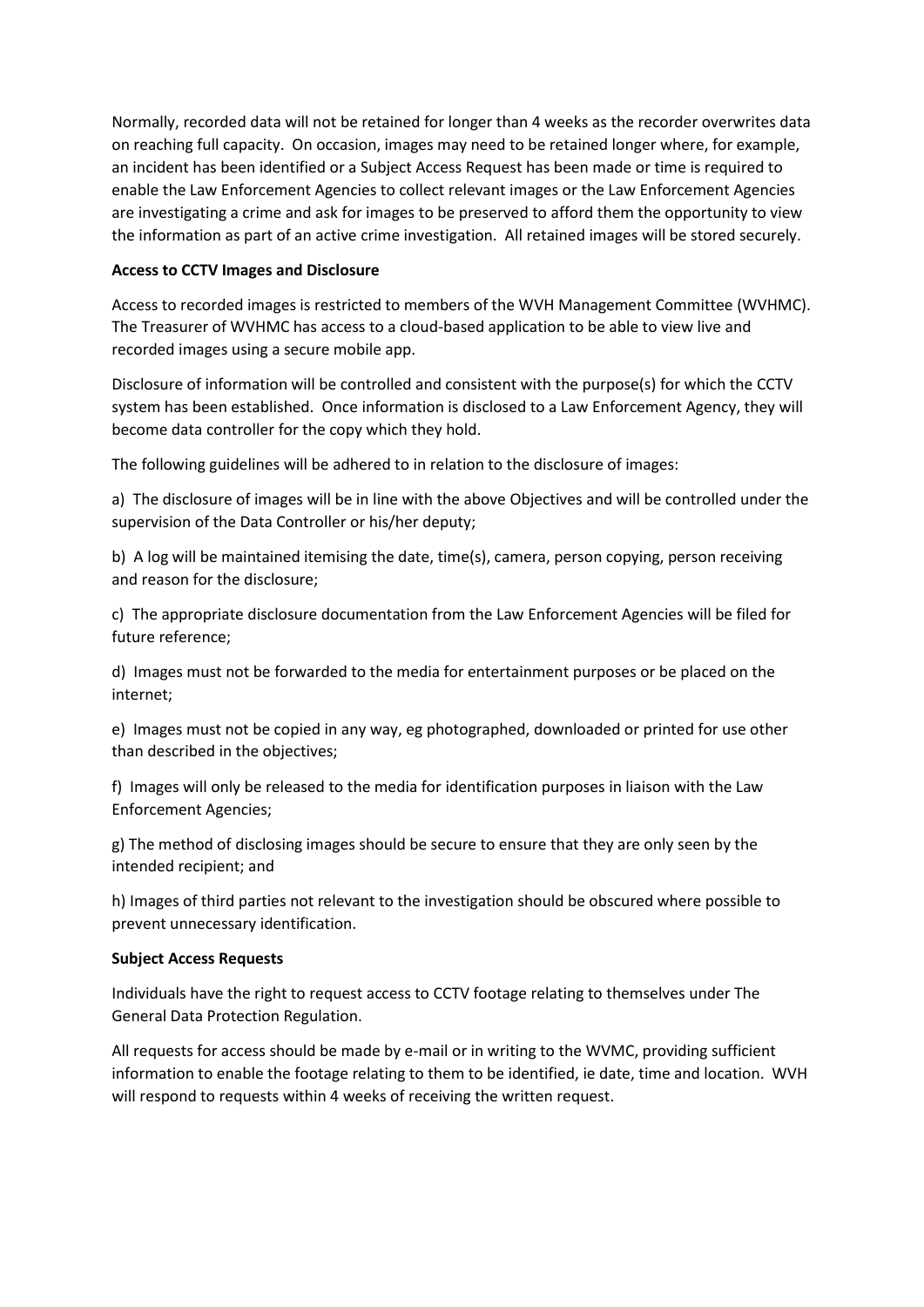Normally, recorded data will not be retained for longer than 4 weeks as the recorder overwrites data on reaching full capacity. On occasion, images may need to be retained longer where, for example, an incident has been identified or a Subject Access Request has been made or time is required to enable the Law Enforcement Agencies to collect relevant images or the Law Enforcement Agencies are investigating a crime and ask for images to be preserved to afford them the opportunity to view the information as part of an active crime investigation. All retained images will be stored securely.

**Access to CCTV Images and Disclosure**

Access to recorded images is restricted to members of the WVH Management Committee (WVHMC). The Treasurer of WVHMC has access to a cloud-based application to be able to view live and recorded images using a secure mobile app.

Disclosure of information will be controlled and consistent with the purpose(s) for which the CCTV system has been established. Once information is disclosed to a Law Enforcement Agency, they will become data controller for the copy which they hold.

The following guidelines will be adhered to in relation to the disclosure of images:

a) The disclosure of images will be in line with the above Objectives and will be controlled under the supervision of the Data Controller or his/her deputy;

b) A log will be maintained itemising the date, time(s), camera, person copying, person receiving and reason for the disclosure;

c) The appropriate disclosure documentation from the Law Enforcement Agencies will be filed for future reference;

d) Images must not be forwarded to the media for entertainment purposes or be placed on the internet;

e) Images must not be copied in any way, eg photographed, downloaded or printed for use other than described in the objectives;

f) Images will only be released to the media for identification purposes in liaison with the Law Enforcement Agencies;

g) The method of disclosing images should be secure to ensure that they are only seen by the intended recipient; and

h) Images of third parties not relevant to the investigation should be obscured where possible to prevent unnecessary identification.

**Subject Access Requests**

Individuals have the right to request access to CCTV footage relating to themselves under The General Data Protection Regulation.

All requests for access should be made by e-mail or in writing to the WVMC, providing sufficient information to enable the footage relating to them to be identified, ie date, time and location. WVH will respond to requests within 4 weeks of receiving the written request.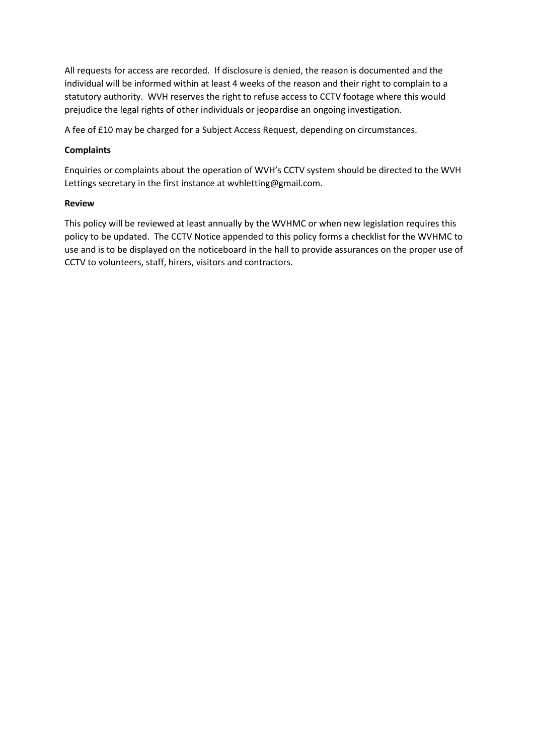All requests for access are recorded. If disclosure is denied, the reason is documented and the individual will be informed within at least 4 weeks of the reason and their right to complain to a statutory authority. WVH reserves the right to refuse access to CCTV footage where this would prejudice the legal rights of other individuals or jeopardise an ongoing investigation.

A fee of £10 may be charged for a Subject Access Request, depending on circumstances.

**Complaints**

Enquiries or complaints about the operation of WVH's CCTV system should be directed to the WVH Lettings secretary in the first instance at wvhletting@gmail.com.

**Review**

This policy will be reviewed at least annually by the WVHMC or when new legislation requires this policy to be updated. The CCTV Notice appended to this policy forms a checklist for the WVHMC to use and is to be displayed on the noticeboard in the hall to provide assurances on the proper use of CCTV to volunteers, staff, hirers, visitors and contractors.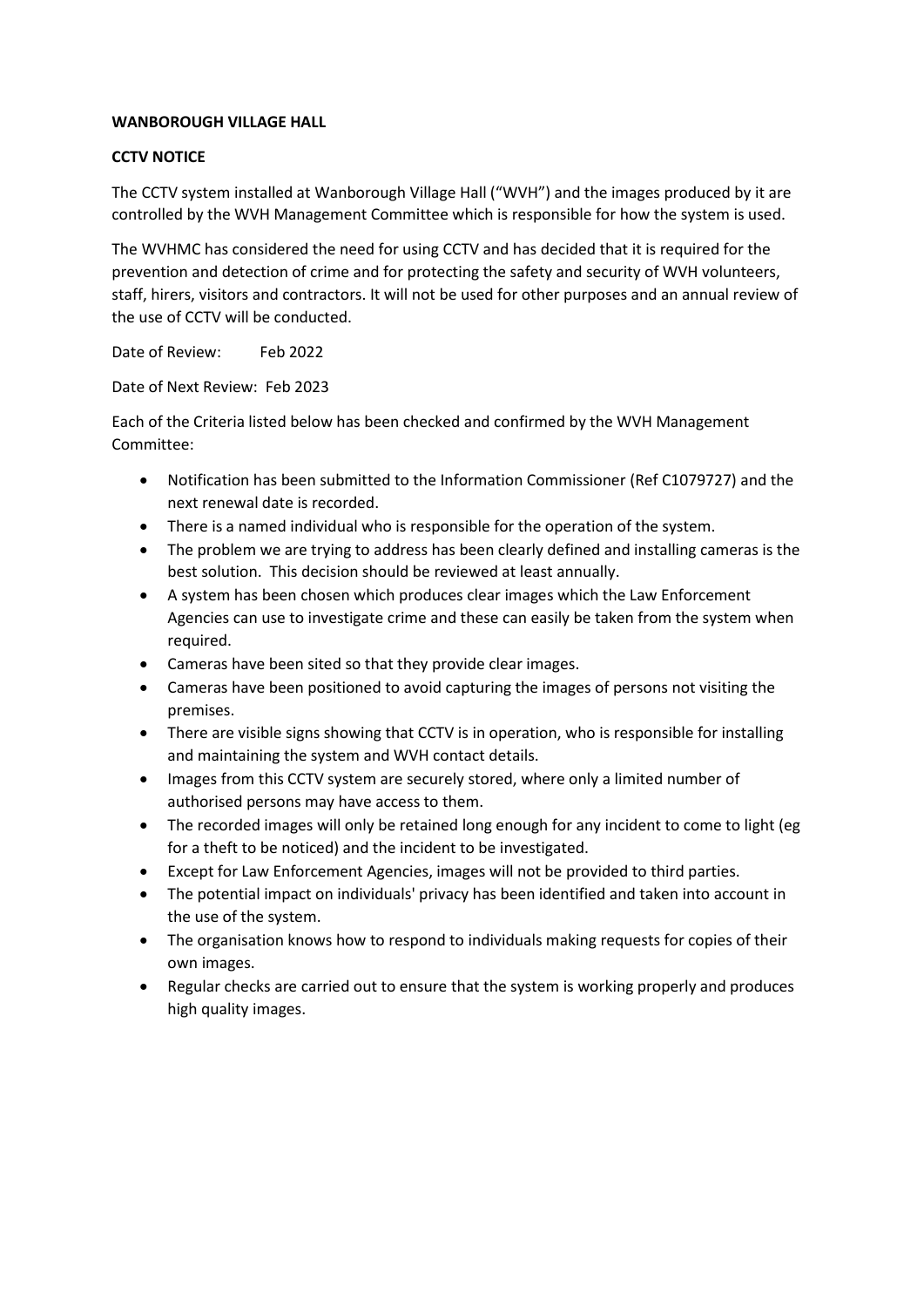**WANBOROUGH VILLAGE HALL**

**CCTV NOTICE**

The CCTV system installed at Wanborough Village Hall ("WVH") and the images produced by it are controlled by the WVH Management Committee which is responsible for how the system is used.

The WVHMC has considered the need for using CCTV and has decided that it is required for the prevention and detection of crime and for protecting the safety and security of WVH volunteers, staff, hirers, visitors and contractors. It will not be used for other purposes and an annual review of the use of CCTV will be conducted.

Date of Review: Feb 2022

Date of Next Review: Feb 2023

Each of the Criteria listed below has been checked and confirmed by the WVH Management Committee:

- Notification has been submitted to the Information Commissioner (Ref C1079727) and the next renewal date is recorded.
- There is a named individual who is responsible for the operation of the system.
- The problem we are trying to address has been clearly defined and installing cameras is the best solution. This decision should be reviewed at least annually.
- A system has been chosen which produces clear images which the Law Enforcement Agencies can use to investigate crime and these can easily be taken from the system when required.
- Cameras have been sited so that they provide clear images.
- Cameras have been positioned to avoid capturing the images of persons not visiting the premises.
- There are visible signs showing that CCTV is in operation, who is responsible for installing and maintaining the system and WVH contact details.
- Images from this CCTV system are securely stored, where only a limited number of authorised persons may have access to them.
- The recorded images will only be retained long enough for any incident to come to light (eg for a theft to be noticed) and the incident to be investigated.
- Except for Law Enforcement Agencies, images will not be provided to third parties.
- The potential impact on individuals' privacy has been identified and taken into account in the use of the system.
- The organisation knows how to respond to individuals making requests for copies of their own images.
- Regular checks are carried out to ensure that the system is working properly and produces high quality images.